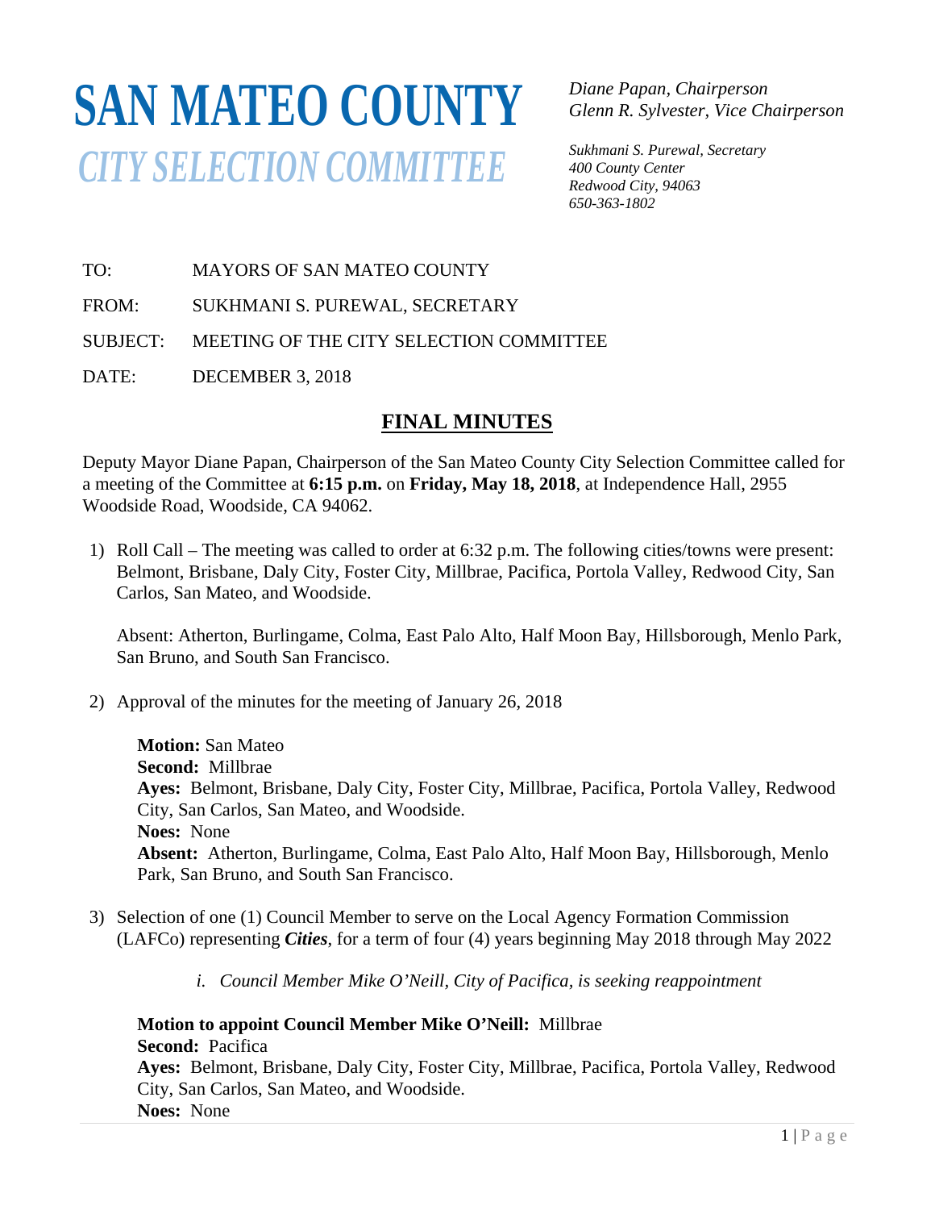# SAN MATEO COUNTY

## *CITY SELECTION COMMITTEE*

*Diane Papan, Chairperson*
*Glenn R. Sylvester, Vice Chairperson*

*Sukhmani S. Purewal, Secretary*
*400 County Center*
*Redwood City, 94063*
*650-363-1802*

TO: MAYORS OF SAN MATEO COUNTY

FROM: SUKHMANI S. PUREWAL, SECRETARY

SUBJECT: MEETING OF THE CITY SELECTION COMMITTEE

DATE: DECEMBER 3, 2018

## FINAL MINUTES

Deputy Mayor Diane Papan, Chairperson of the San Mateo County City Selection Committee called for a meeting of the Committee at **6:15 p.m.** on **Friday, May 18, 2018**, at Independence Hall, 2955 Woodside Road, Woodside, CA 94062.

1) Roll Call – The meeting was called to order at 6:32 p.m. The following cities/towns were present: Belmont, Brisbane, Daly City, Foster City, Millbrae, Pacifica, Portola Valley, Redwood City, San Carlos, San Mateo, and Woodside.

   Absent: Atherton, Burlingame, Colma, East Palo Alto, Half Moon Bay, Hillsborough, Menlo Park, San Bruno, and South San Francisco.

2) Approval of the minutes for the meeting of January 26, 2018

   **Motion:** San Mateo
   **Second:** Millbrae
   **Ayes:** Belmont, Brisbane, Daly City, Foster City, Millbrae, Pacifica, Portola Valley, Redwood City, San Carlos, San Mateo, and Woodside.
   **Noes:** None
   **Absent:** Atherton, Burlingame, Colma, East Palo Alto, Half Moon Bay, Hillsborough, Menlo Park, San Bruno, and South San Francisco.

3) Selection of one (1) Council Member to serve on the Local Agency Formation Commission (LAFCo) representing ***Cities***, for a term of four (4) years beginning May 2018 through May 2022

   i. *Council Member Mike O'Neill, City of Pacifica, is seeking reappointment*

   **Motion to appoint Council Member Mike O'Neill:** Millbrae
   **Second:** Pacifica
   **Ayes:** Belmont, Brisbane, Daly City, Foster City, Millbrae, Pacifica, Portola Valley, Redwood City, San Carlos, San Mateo, and Woodside.
   **Noes:** None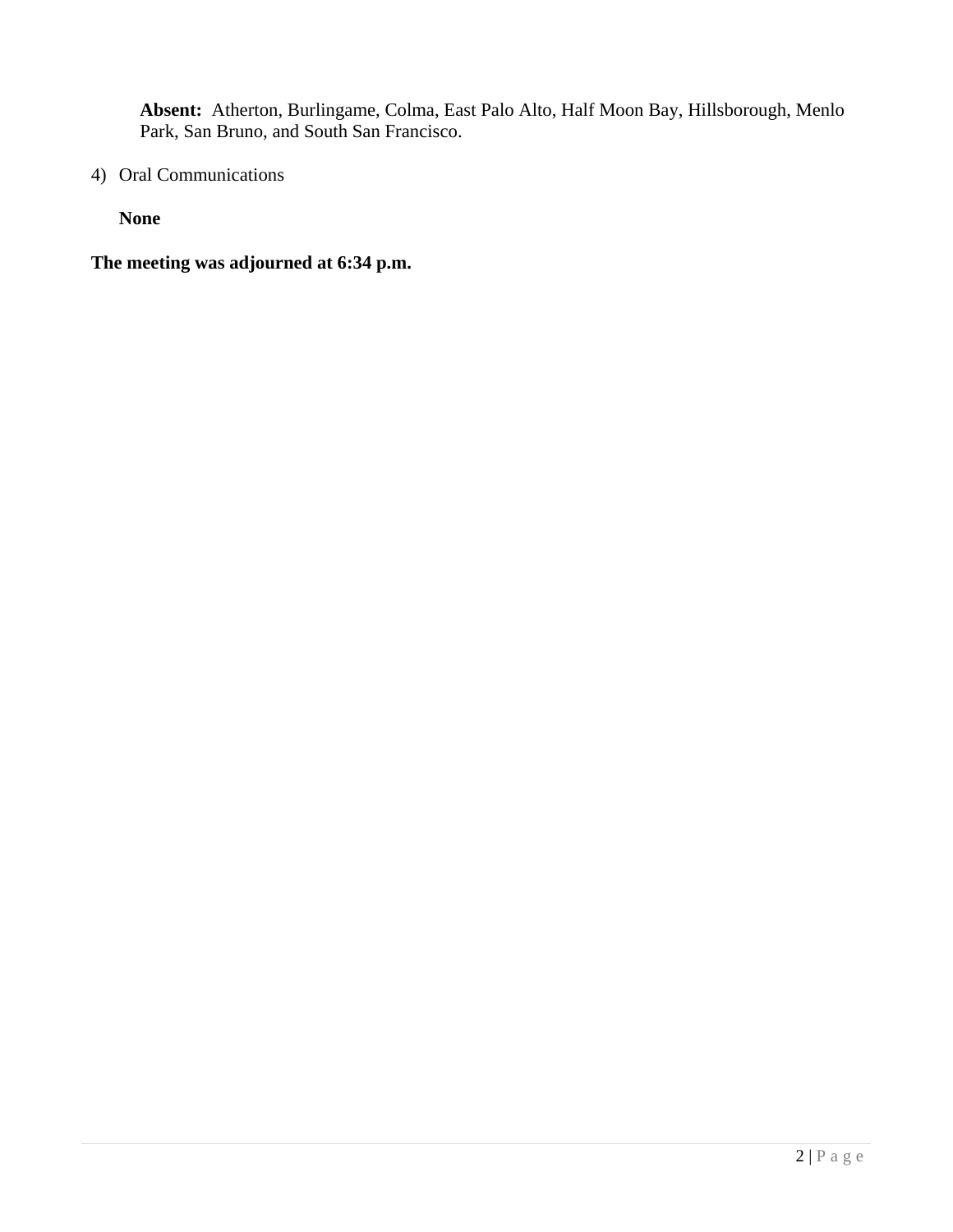**Absent:** Atherton, Burlingame, Colma, East Palo Alto, Half Moon Bay, Hillsborough, Menlo Park, San Bruno, and South San Francisco.

4) Oral Communications

**None**

**The meeting was adjourned at 6:34 p.m.**